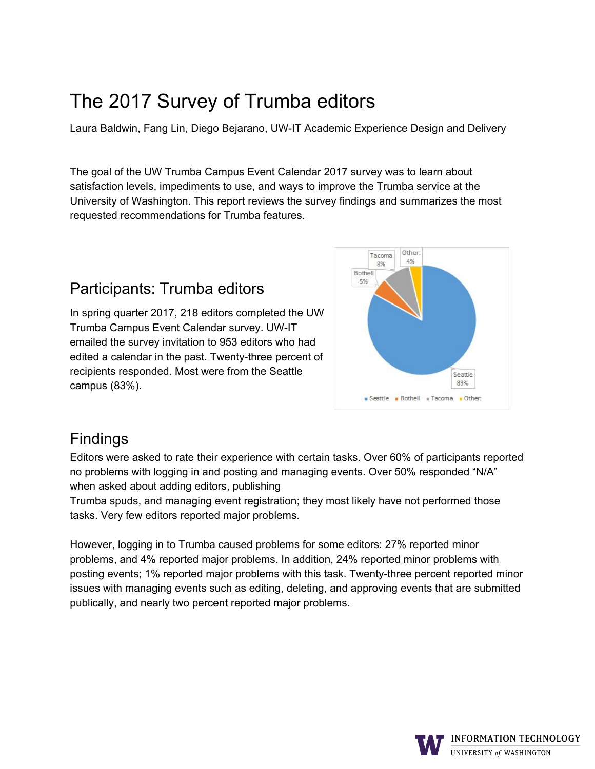# The 2017 Survey of Trumba editors

Laura Baldwin, Fang Lin, Diego Bejarano, UW-IT Academic Experience Design and Delivery

The goal of the UW Trumba Campus Event Calendar 2017 survey was to learn about satisfaction levels, impediments to use, and ways to improve the Trumba service at the University of Washington. This report reviews the survey findings and summarizes the most requested recommendations for Trumba features.

## Participants: Trumba editors

In spring quarter 2017, 218 editors completed the UW Trumba Campus Event Calendar survey. UW-IT emailed the survey invitation to 953 editors who had edited a calendar in the past. Twenty-three percent of recipients responded. Most were from the Seattle campus (83%).

| Campus | Percent |
|---|---|
| Seattle | 83% |
| Bothell | 5% |
| Tacoma | 8% |
| Other: | 4% |

## Findings

Editors were asked to rate their experience with certain tasks. Over 60% of participants reported no problems with logging in and posting and managing events. Over 50% responded "N/A" when asked about adding editors, publishing Trumba spuds, and managing event registration; they most likely have not performed those tasks. Very few editors reported major problems.

However, logging in to Trumba caused problems for some editors: 27% reported minor problems, and 4% reported major problems. In addition, 24% reported minor problems with posting events; 1% reported major problems with this task. Twenty-three percent reported minor issues with managing events such as editing, deleting, and approving events that are submitted publically, and nearly two percent reported major problems.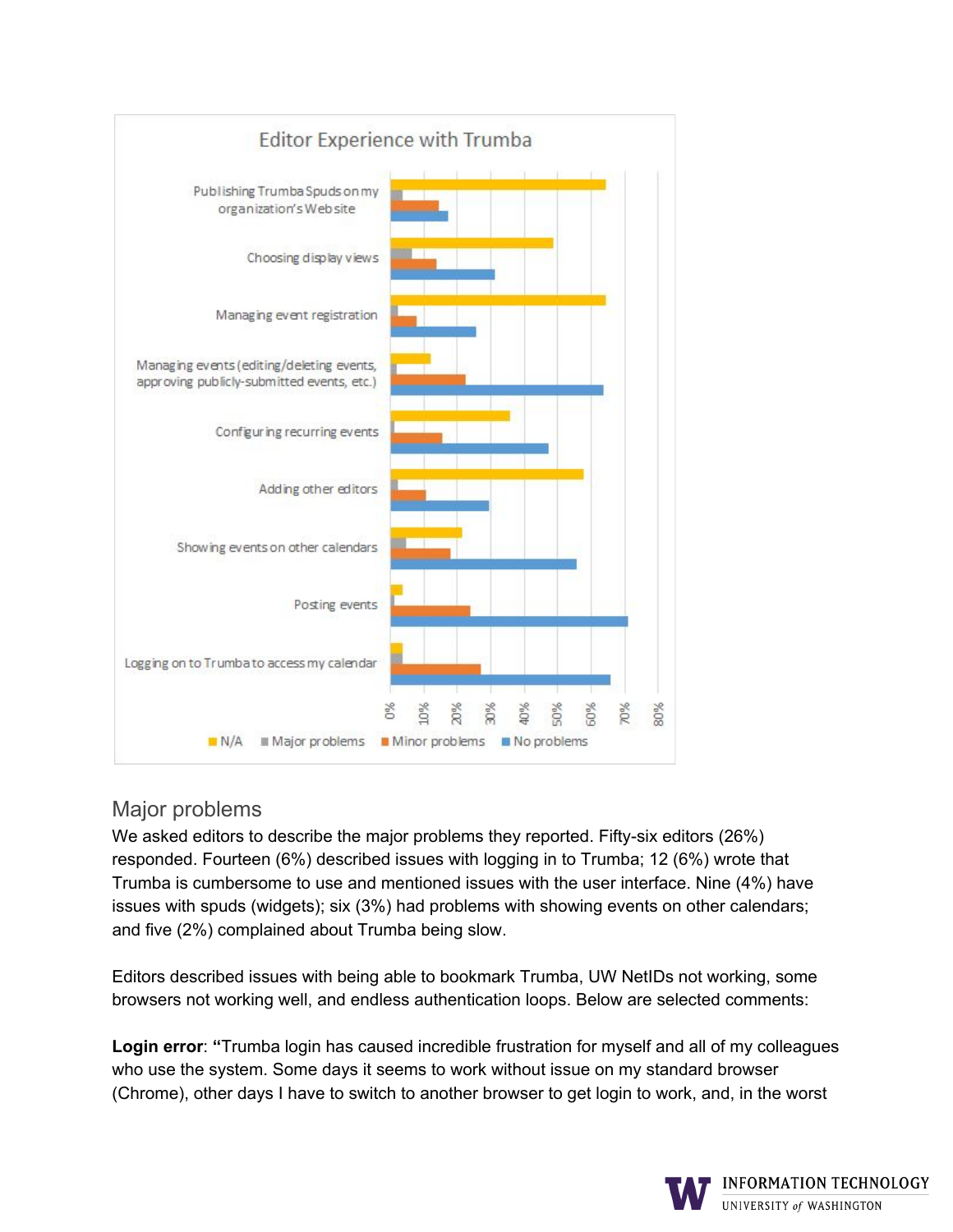**Editor Experience with Trumba**

## Major problems

We asked editors to describe the major problems they reported. Fifty-six editors (26%) responded. Fourteen (6%) described issues with logging in to Trumba; 12 (6%) wrote that Trumba is cumbersome to use and mentioned issues with the user interface. Nine (4%) have issues with spuds (widgets); six (3%) had problems with showing events on other calendars; and five (2%) complained about Trumba being slow.

Editors described issues with being able to bookmark Trumba, UW NetIDs not working, some browsers not working well, and endless authentication loops. Below are selected comments:

**Login error**: **"**Trumba login has caused incredible frustration for myself and all of my colleagues who use the system. Some days it seems to work without issue on my standard browser (Chrome), other days I have to switch to another browser to get login to work, and, in the worst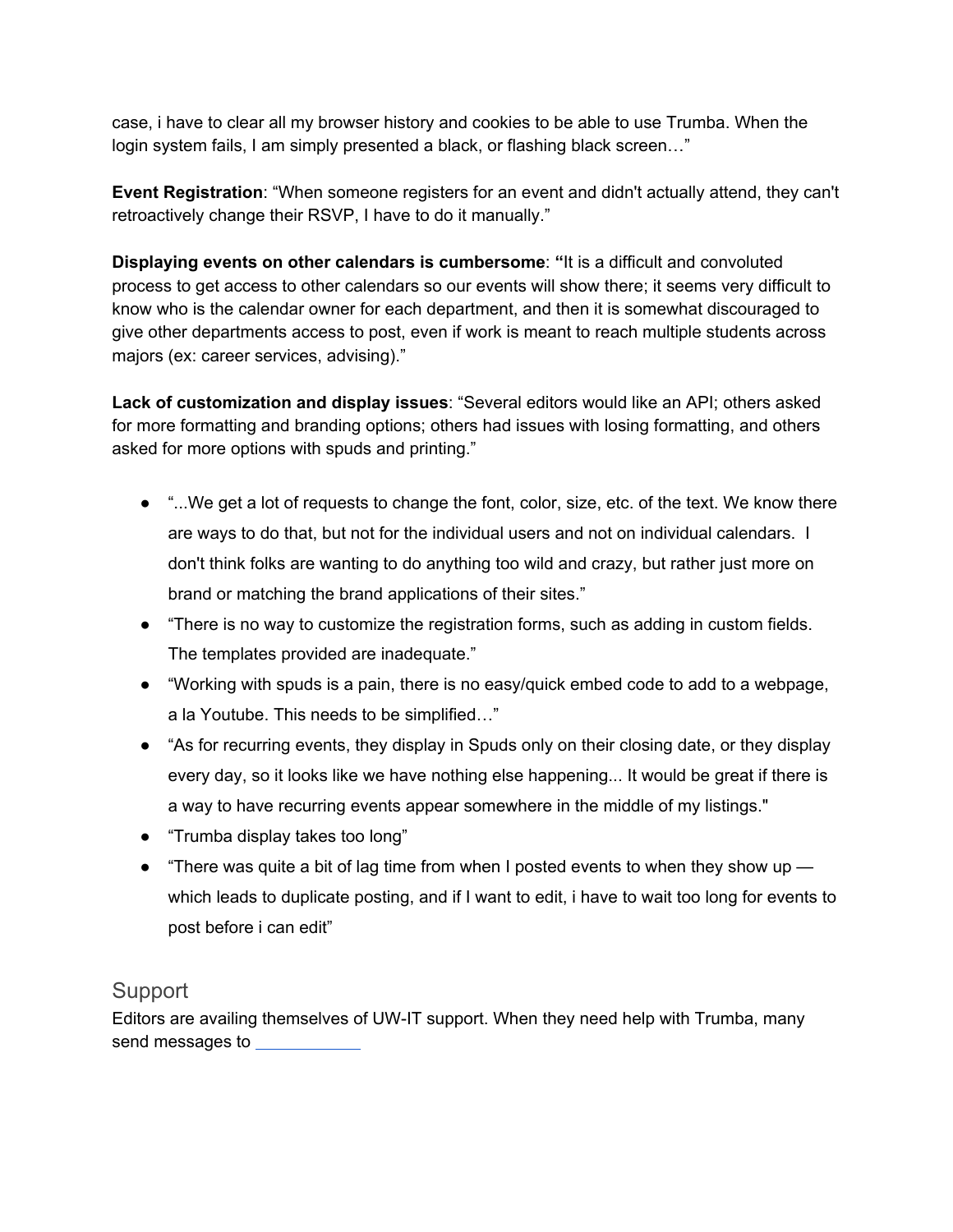case, i have to clear all my browser history and cookies to be able to use Trumba. When the login system fails, I am simply presented a black, or flashing black screen…"

**Event Registration**: "When someone registers for an event and didn't actually attend, they can't retroactively change their RSVP, I have to do it manually."

**Displaying events on other calendars is cumbersome**: **"**It is a difficult and convoluted process to get access to other calendars so our events will show there; it seems very difficult to know who is the calendar owner for each department, and then it is somewhat discouraged to give other departments access to post, even if work is meant to reach multiple students across majors (ex: career services, advising)."

**Lack of customization and display issues**: "Several editors would like an API; others asked for more formatting and branding options; others had issues with losing formatting, and others asked for more options with spuds and printing."

- "...We get a lot of requests to change the font, color, size, etc. of the text. We know there are ways to do that, but not for the individual users and not on individual calendars. I don't think folks are wanting to do anything too wild and crazy, but rather just more on brand or matching the brand applications of their sites."
- "There is no way to customize the registration forms, such as adding in custom fields. The templates provided are inadequate."
- "Working with spuds is a pain, there is no easy/quick embed code to add to a webpage, a la Youtube. This needs to be simplified…"
- "As for recurring events, they display in Spuds only on their closing date, or they display every day, so it looks like we have nothing else happening... It would be great if there is a way to have recurring events appear somewhere in the middle of my listings."
- "Trumba display takes too long"
- "There was quite a bit of lag time from when I posted events to when they show up — which leads to duplicate posting, and if I want to edit, i have to wait too long for events to post before i can edit"

## Support

Editors are availing themselves of UW-IT support. When they need help with Trumba, many send messages to ___________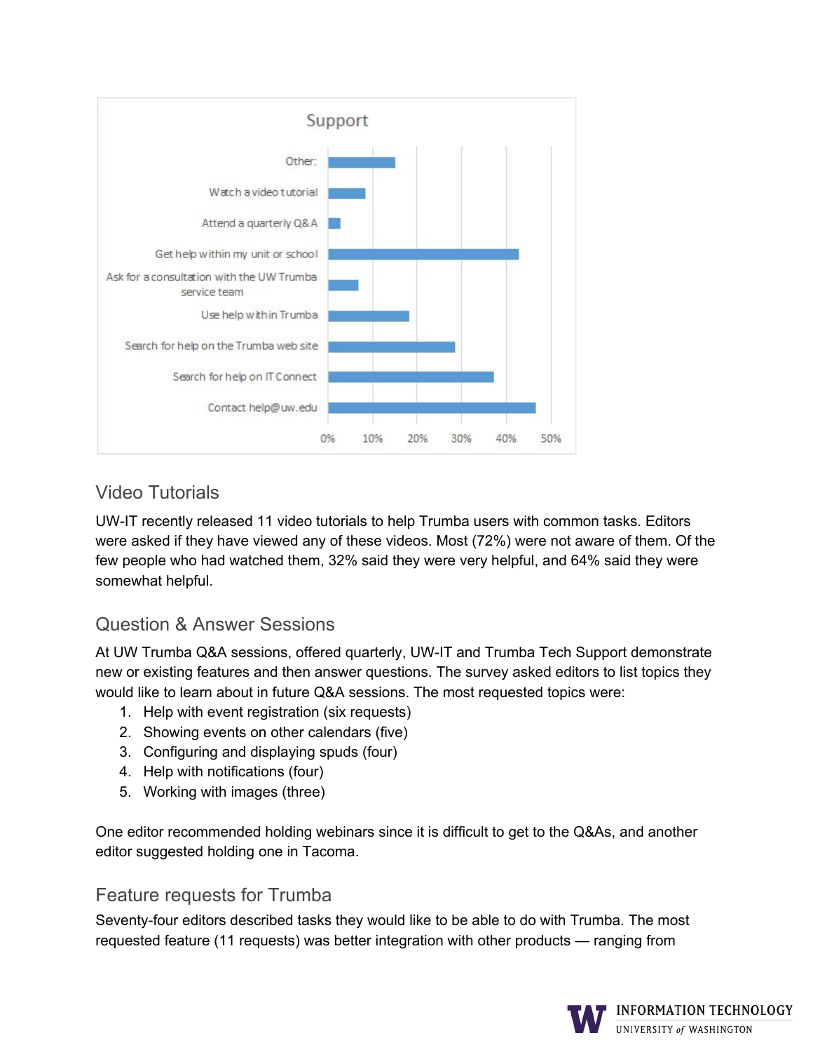**Support**

- Other:
- Watch a video tutorial
- Attend a quarterly Q&A
- Get help within my unit or school
- Ask for a consultation with the UW Trumba service team
- Use help within Trumba
- Search for help on the Trumba web site
- Search for help on IT Connect
- Contact help@uw.edu

## Video Tutorials

UW-IT recently released 11 video tutorials to help Trumba users with common tasks. Editors were asked if they have viewed any of these videos. Most (72%) were not aware of them. Of the few people who had watched them, 32% said they were very helpful, and 64% said they were somewhat helpful.

## Question & Answer Sessions

At UW Trumba Q&A sessions, offered quarterly, UW-IT and Trumba Tech Support demonstrate new or existing features and then answer questions. The survey asked editors to list topics they would like to learn about in future Q&A sessions. The most requested topics were:

1. Help with event registration (six requests)
2. Showing events on other calendars (five)
3. Configuring and displaying spuds (four)
4. Help with notifications (four)
5. Working with images (three)

One editor recommended holding webinars since it is difficult to get to the Q&As, and another editor suggested holding one in Tacoma.

## Feature requests for Trumba

Seventy-four editors described tasks they would like to be able to do with Trumba. The most requested feature (11 requests) was better integration with other products — ranging from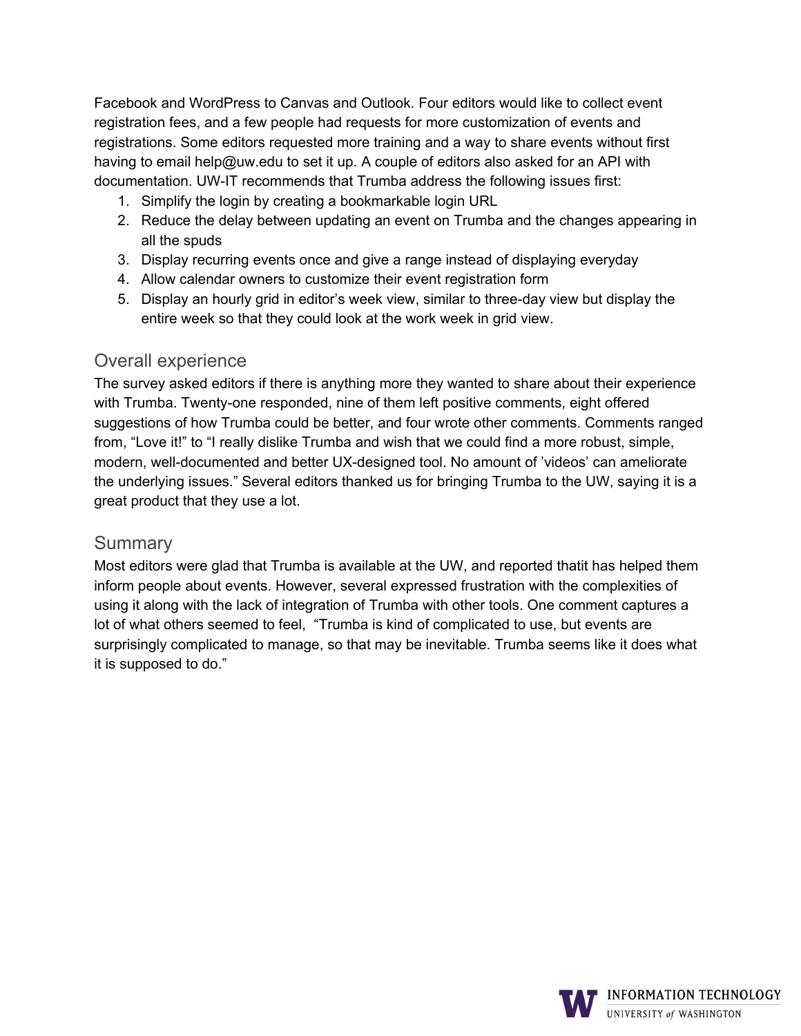Facebook and WordPress to Canvas and Outlook. Four editors would like to collect event registration fees, and a few people had requests for more customization of events and registrations. Some editors requested more training and a way to share events without first having to email help@uw.edu to set it up. A couple of editors also asked for an API with documentation. UW-IT recommends that Trumba address the following issues first:

1. Simplify the login by creating a bookmarkable login URL
2. Reduce the delay between updating an event on Trumba and the changes appearing in all the spuds
3. Display recurring events once and give a range instead of displaying everyday
4. Allow calendar owners to customize their event registration form
5. Display an hourly grid in editor's week view, similar to three-day view but display the entire week so that they could look at the work week in grid view.

## Overall experience

The survey asked editors if there is anything more they wanted to share about their experience with Trumba. Twenty-one responded, nine of them left positive comments, eight offered suggestions of how Trumba could be better, and four wrote other comments. Comments ranged from, "Love it!" to "I really dislike Trumba and wish that we could find a more robust, simple, modern, well-documented and better UX-designed tool. No amount of 'videos' can ameliorate the underlying issues." Several editors thanked us for bringing Trumba to the UW, saying it is a great product that they use a lot.

## Summary

Most editors were glad that Trumba is available at the UW, and reported thatit has helped them inform people about events. However, several expressed frustration with the complexities of using it along with the lack of integration of Trumba with other tools. One comment captures a lot of what others seemed to feel, "Trumba is kind of complicated to use, but events are surprisingly complicated to manage, so that may be inevitable. Trumba seems like it does what it is supposed to do."